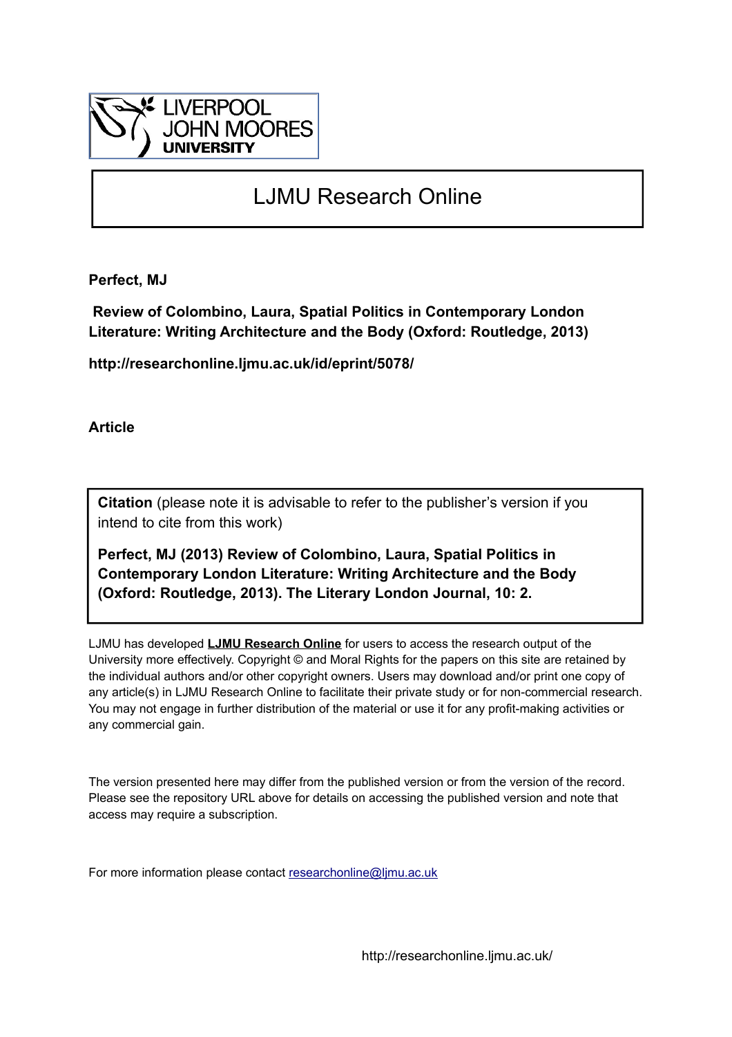LIVERPOOL JOHN MOORES UNIVERSITY

# LJMU Research Online

**Perfect, MJ**

**Review of Colombino, Laura, Spatial Politics in Contemporary London Literature: Writing Architecture and the Body (Oxford: Routledge, 2013)**

**http://researchonline.ljmu.ac.uk/id/eprint/5078/**

**Article**

**Citation** (please note it is advisable to refer to the publisher's version if you intend to cite from this work)

**Perfect, MJ (2013) Review of Colombino, Laura, Spatial Politics in Contemporary London Literature: Writing Architecture and the Body (Oxford: Routledge, 2013). The Literary London Journal, 10: 2.**

LJMU has developed **LJMU Research Online** for users to access the research output of the University more effectively. Copyright © and Moral Rights for the papers on this site are retained by the individual authors and/or other copyright owners. Users may download and/or print one copy of any article(s) in LJMU Research Online to facilitate their private study or for non-commercial research. You may not engage in further distribution of the material or use it for any profit-making activities or any commercial gain.

The version presented here may differ from the published version or from the version of the record. Please see the repository URL above for details on accessing the published version and note that access may require a subscription.

For more information please contact researchonline@ljmu.ac.uk

http://researchonline.ljmu.ac.uk/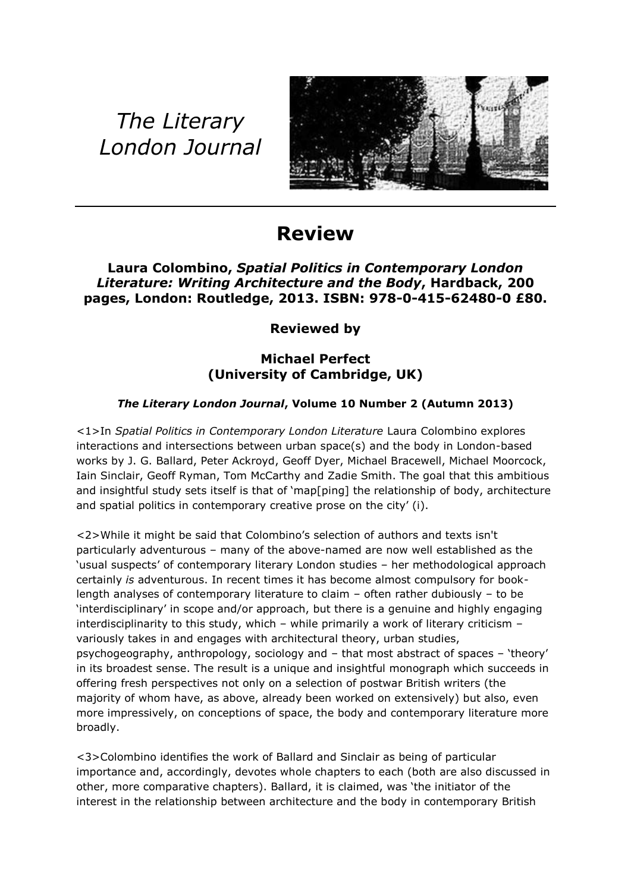# The Literary London Journal

# Review

### Laura Colombino, *Spatial Politics in Contemporary London Literature: Writing Architecture and the Body*, Hardback, 200 pages, London: Routledge, 2013. ISBN: 978-0-415-62480-0 £80.

### Reviewed by

### Michael Perfect (University of Cambridge, UK)

***The Literary London Journal*, Volume 10 Number 2 (Autumn 2013)**

<1>In *Spatial Politics in Contemporary London Literature* Laura Colombino explores interactions and intersections between urban space(s) and the body in London-based works by J. G. Ballard, Peter Ackroyd, Geoff Dyer, Michael Bracewell, Michael Moorcock, Iain Sinclair, Geoff Ryman, Tom McCarthy and Zadie Smith. The goal that this ambitious and insightful study sets itself is that of 'map[ping] the relationship of body, architecture and spatial politics in contemporary creative prose on the city' (i).

<2>While it might be said that Colombino's selection of authors and texts isn't particularly adventurous – many of the above-named are now well established as the 'usual suspects' of contemporary literary London studies – her methodological approach certainly *is* adventurous. In recent times it has become almost compulsory for book-length analyses of contemporary literature to claim – often rather dubiously – to be 'interdisciplinary' in scope and/or approach, but there is a genuine and highly engaging interdisciplinarity to this study, which – while primarily a work of literary criticism – variously takes in and engages with architectural theory, urban studies, psychogeography, anthropology, sociology and – that most abstract of spaces – 'theory' in its broadest sense. The result is a unique and insightful monograph which succeeds in offering fresh perspectives not only on a selection of postwar British writers (the majority of whom have, as above, already been worked on extensively) but also, even more impressively, on conceptions of space, the body and contemporary literature more broadly.

<3>Colombino identifies the work of Ballard and Sinclair as being of particular importance and, accordingly, devotes whole chapters to each (both are also discussed in other, more comparative chapters). Ballard, it is claimed, was 'the initiator of the interest in the relationship between architecture and the body in contemporary British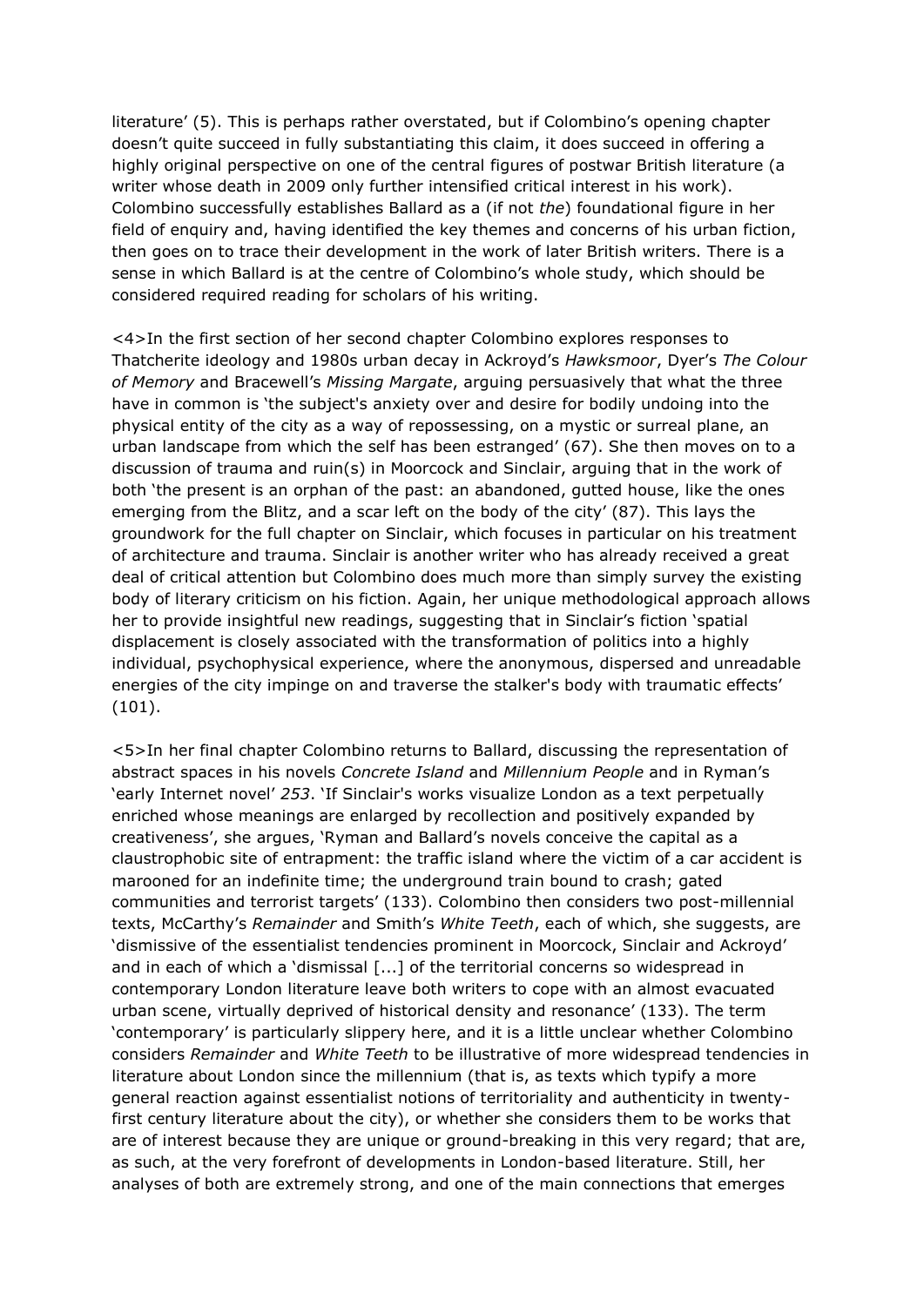literature' (5). This is perhaps rather overstated, but if Colombino's opening chapter doesn't quite succeed in fully substantiating this claim, it does succeed in offering a highly original perspective on one of the central figures of postwar British literature (a writer whose death in 2009 only further intensified critical interest in his work). Colombino successfully establishes Ballard as a (if not *the*) foundational figure in her field of enquiry and, having identified the key themes and concerns of his urban fiction, then goes on to trace their development in the work of later British writers. There is a sense in which Ballard is at the centre of Colombino's whole study, which should be considered required reading for scholars of his writing.

<4>In the first section of her second chapter Colombino explores responses to Thatcherite ideology and 1980s urban decay in Ackroyd's *Hawksmoor*, Dyer's *The Colour of Memory* and Bracewell's *Missing Margate*, arguing persuasively that what the three have in common is 'the subject's anxiety over and desire for bodily undoing into the physical entity of the city as a way of repossessing, on a mystic or surreal plane, an urban landscape from which the self has been estranged' (67). She then moves on to a discussion of trauma and ruin(s) in Moorcock and Sinclair, arguing that in the work of both 'the present is an orphan of the past: an abandoned, gutted house, like the ones emerging from the Blitz, and a scar left on the body of the city' (87). This lays the groundwork for the full chapter on Sinclair, which focuses in particular on his treatment of architecture and trauma. Sinclair is another writer who has already received a great deal of critical attention but Colombino does much more than simply survey the existing body of literary criticism on his fiction. Again, her unique methodological approach allows her to provide insightful new readings, suggesting that in Sinclair's fiction 'spatial displacement is closely associated with the transformation of politics into a highly individual, psychophysical experience, where the anonymous, dispersed and unreadable energies of the city impinge on and traverse the stalker's body with traumatic effects' (101).

<5>In her final chapter Colombino returns to Ballard, discussing the representation of abstract spaces in his novels *Concrete Island* and *Millennium People* and in Ryman's 'early Internet novel' *253*. 'If Sinclair's works visualize London as a text perpetually enriched whose meanings are enlarged by recollection and positively expanded by creativeness', she argues, 'Ryman and Ballard's novels conceive the capital as a claustrophobic site of entrapment: the traffic island where the victim of a car accident is marooned for an indefinite time; the underground train bound to crash; gated communities and terrorist targets' (133). Colombino then considers two post-millennial texts, McCarthy's *Remainder* and Smith's *White Teeth*, each of which, she suggests, are 'dismissive of the essentialist tendencies prominent in Moorcock, Sinclair and Ackroyd' and in each of which a 'dismissal [...] of the territorial concerns so widespread in contemporary London literature leave both writers to cope with an almost evacuated urban scene, virtually deprived of historical density and resonance' (133). The term 'contemporary' is particularly slippery here, and it is a little unclear whether Colombino considers *Remainder* and *White Teeth* to be illustrative of more widespread tendencies in literature about London since the millennium (that is, as texts which typify a more general reaction against essentialist notions of territoriality and authenticity in twenty-first century literature about the city), or whether she considers them to be works that are of interest because they are unique or ground-breaking in this very regard; that are, as such, at the very forefront of developments in London-based literature. Still, her analyses of both are extremely strong, and one of the main connections that emerges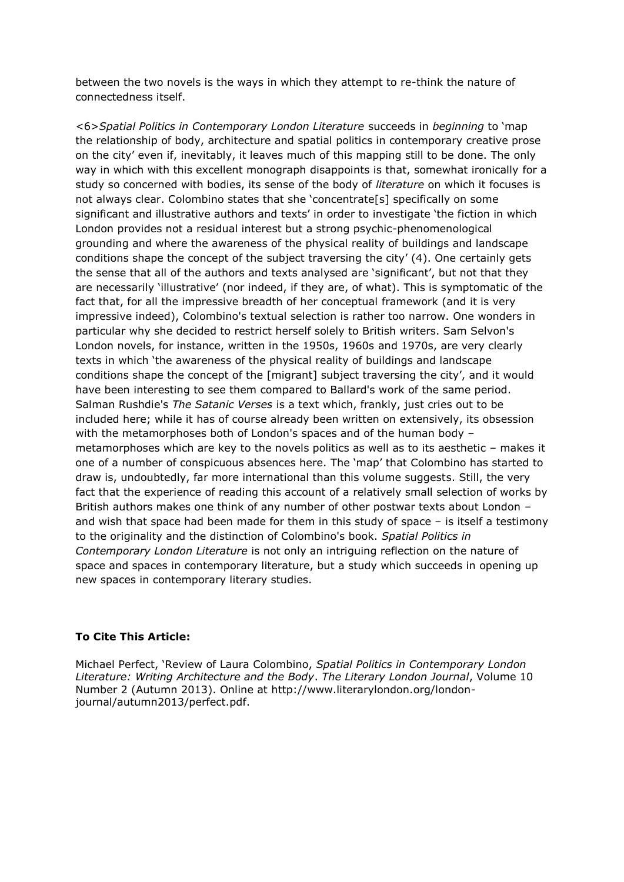between the two novels is the ways in which they attempt to re-think the nature of connectedness itself.

<6>*Spatial Politics in Contemporary London Literature* succeeds in *beginning* to 'map the relationship of body, architecture and spatial politics in contemporary creative prose on the city' even if, inevitably, it leaves much of this mapping still to be done. The only way in which with this excellent monograph disappoints is that, somewhat ironically for a study so concerned with bodies, its sense of the body of *literature* on which it focuses is not always clear. Colombino states that she 'concentrate[s] specifically on some significant and illustrative authors and texts' in order to investigate 'the fiction in which London provides not a residual interest but a strong psychic-phenomenological grounding and where the awareness of the physical reality of buildings and landscape conditions shape the concept of the subject traversing the city' (4). One certainly gets the sense that all of the authors and texts analysed are 'significant', but not that they are necessarily 'illustrative' (nor indeed, if they are, of what). This is symptomatic of the fact that, for all the impressive breadth of her conceptual framework (and it is very impressive indeed), Colombino's textual selection is rather too narrow. One wonders in particular why she decided to restrict herself solely to British writers. Sam Selvon's London novels, for instance, written in the 1950s, 1960s and 1970s, are very clearly texts in which 'the awareness of the physical reality of buildings and landscape conditions shape the concept of the [migrant] subject traversing the city', and it would have been interesting to see them compared to Ballard's work of the same period. Salman Rushdie's *The Satanic Verses* is a text which, frankly, just cries out to be included here; while it has of course already been written on extensively, its obsession with the metamorphoses both of London's spaces and of the human body – metamorphoses which are key to the novels politics as well as to its aesthetic – makes it one of a number of conspicuous absences here. The 'map' that Colombino has started to draw is, undoubtedly, far more international than this volume suggests. Still, the very fact that the experience of reading this account of a relatively small selection of works by British authors makes one think of any number of other postwar texts about London – and wish that space had been made for them in this study of space – is itself a testimony to the originality and the distinction of Colombino's book. *Spatial Politics in Contemporary London Literature* is not only an intriguing reflection on the nature of space and spaces in contemporary literature, but a study which succeeds in opening up new spaces in contemporary literary studies.

**To Cite This Article:**

Michael Perfect, 'Review of Laura Colombino, *Spatial Politics in Contemporary London Literature: Writing Architecture and the Body*. *The Literary London Journal*, Volume 10 Number 2 (Autumn 2013). Online at http://www.literarylondon.org/london-journal/autumn2013/perfect.pdf.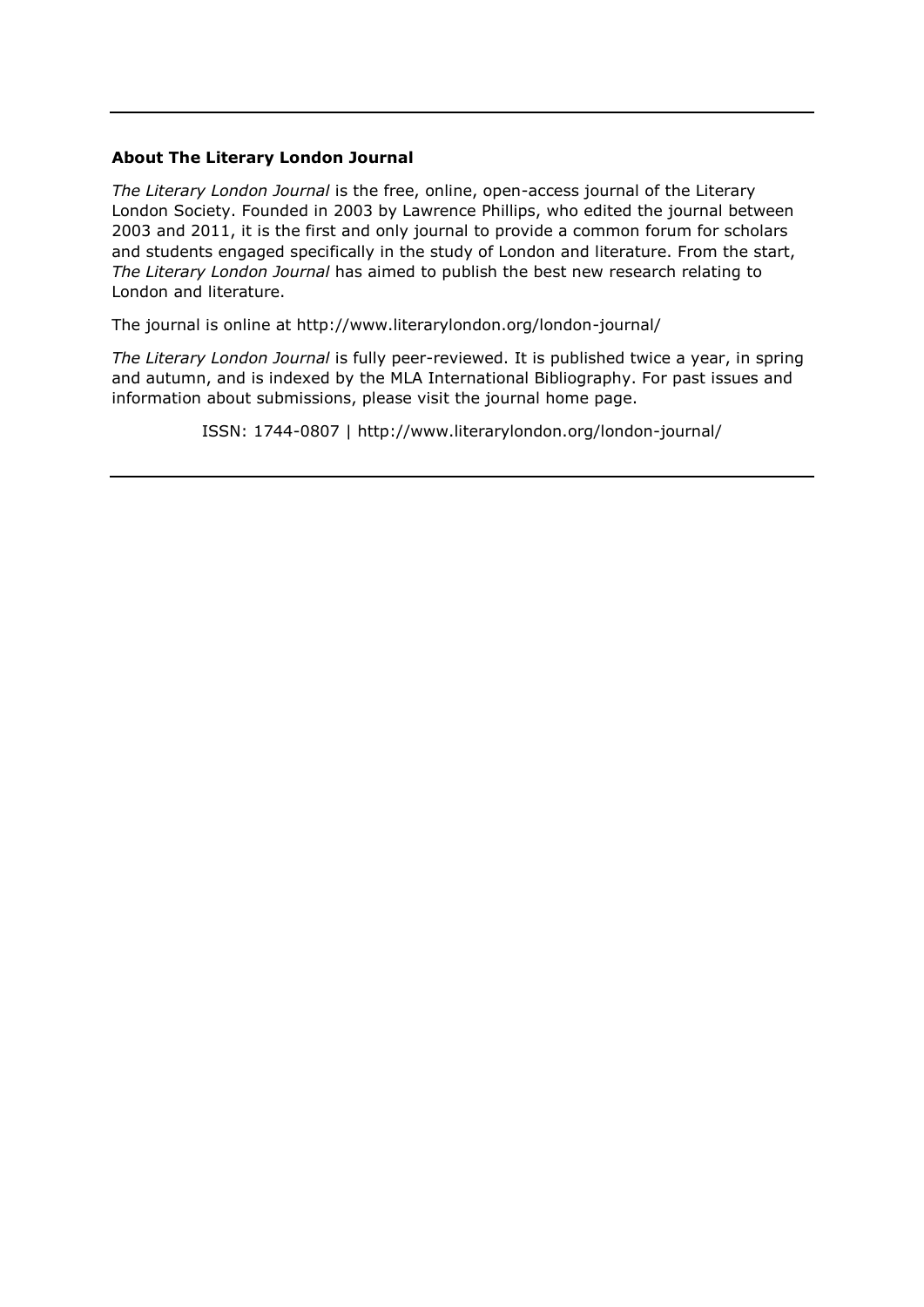**About The Literary London Journal**

*The Literary London Journal* is the free, online, open-access journal of the Literary London Society. Founded in 2003 by Lawrence Phillips, who edited the journal between 2003 and 2011, it is the first and only journal to provide a common forum for scholars and students engaged specifically in the study of London and literature. From the start, *The Literary London Journal* has aimed to publish the best new research relating to London and literature.

The journal is online at http://www.literarylondon.org/london-journal/

*The Literary London Journal* is fully peer-reviewed. It is published twice a year, in spring and autumn, and is indexed by the MLA International Bibliography. For past issues and information about submissions, please visit the journal home page.

ISSN: 1744-0807 | http://www.literarylondon.org/london-journal/